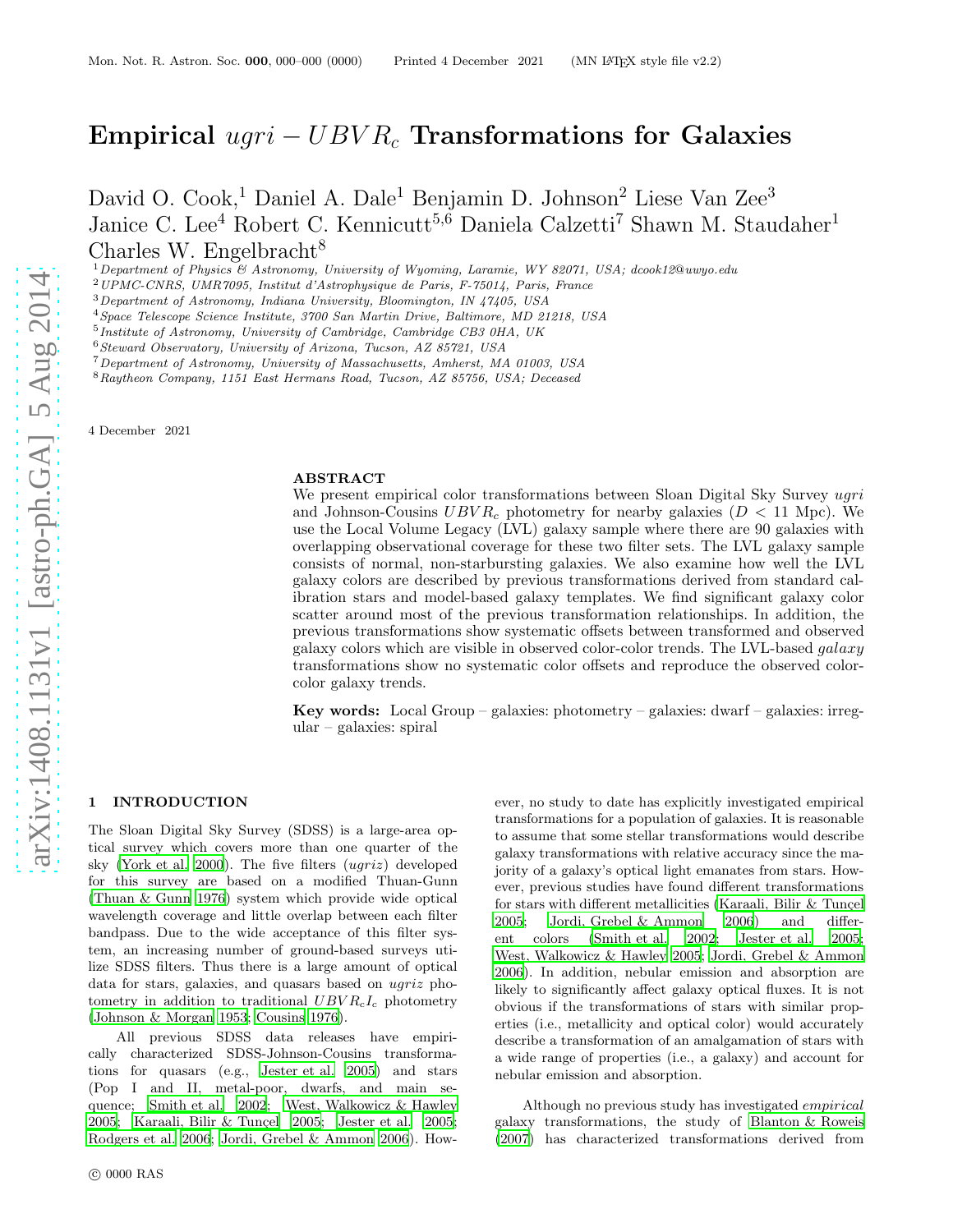# Empirical $ugri - UBVR_c$ Transformations for Galaxies

David O. Cook,[1] Daniel A. Dale[1] Benjamin D. Johnson[2] Liese Van Zee[3] Janice C. Lee[4] Robert C. Kennicutt[5,6] Daniela Calzetti[7] Shawn M. Staudaher[1] Charles W. Engelbracht[8]

[1] *Department of Physics & Astronomy, University of Wyoming, Laramie, WY 82071, USA; dcook12@uwyo.edu*
[2] *UPMC-CNRS, UMR7095, Institut d'Astrophysique de Paris, F-75014, Paris, France*
[3] *Department of Astronomy, Indiana University, Bloomington, IN 47405, USA*
[4] *Space Telescope Science Institute, 3700 San Martin Drive, Baltimore, MD 21218, USA*
[5] *Institute of Astronomy, University of Cambridge, Cambridge CB3 0HA, UK*
[6] *Steward Observatory, University of Arizona, Tucson, AZ 85721, USA*
[7] *Department of Astronomy, University of Massachusetts, Amherst, MA 01003, USA*
[8] *Raytheon Company, 1151 East Hermans Road, Tucson, AZ 85756, USA; Deceased*

4 December 2021

## ABSTRACT

We present empirical color transformations between Sloan Digital Sky Survey *ugri* and Johnson-Cousins $UBVR_c$ photometry for nearby galaxies ($D < 11$ Mpc). We use the Local Volume Legacy (LVL) galaxy sample where there are 90 galaxies with overlapping observational coverage for these two filter sets. The LVL galaxy sample consists of normal, non-starbursting galaxies. We also examine how well the LVL galaxy colors are described by previous transformations derived from standard calibration stars and model-based galaxy templates. We find significant galaxy color scatter around most of the previous transformation relationships. In addition, the previous transformations show systematic offsets between transformed and observed galaxy colors which are visible in observed color-color trends. The LVL-based *galaxy* transformations show no systematic color offsets and reproduce the observed color-color galaxy trends.

**Key words:** Local Group – galaxies: photometry – galaxies: dwarf – galaxies: irregular – galaxies: spiral

## 1 INTRODUCTION

The Sloan Digital Sky Survey (SDSS) is a large-area optical survey which covers more than one quarter of the sky (York et al. 2000). The five filters (*ugriz*) developed for this survey are based on a modified Thuan-Gunn (Thuan & Gunn 1976) system which provide wide optical wavelength coverage and little overlap between each filter bandpass. Due to the wide acceptance of this filter system, an increasing number of ground-based surveys utilize SDSS filters. Thus there is a large amount of optical data for stars, galaxies, and quasars based on *ugriz* photometry in addition to traditional $UBVR_cI_c$ photometry (Johnson & Morgan 1953; Cousins 1976).

All previous SDSS data releases have empirically characterized SDSS-Johnson-Cousins transformations for quasars (e.g., Jester et al. 2005) and stars (Pop I and II, metal-poor, dwarfs, and main sequence; Smith et al. 2002; West, Walkowicz & Hawley 2005; Karaali, Bilir & Tunçel 2005; Jester et al. 2005; Rodgers et al. 2006; Jordi, Grebel & Ammon 2006). However, no study to date has explicitly investigated empirical transformations for a population of galaxies. It is reasonable to assume that some stellar transformations would describe galaxy transformations with relative accuracy since the majority of a galaxy's optical light emanates from stars. However, previous studies have found different transformations for stars with different metallicities (Karaali, Bilir & Tunçel 2005; Jordi, Grebel & Ammon 2006) and different colors (Smith et al. 2002; Jester et al. 2005; West, Walkowicz & Hawley 2005; Jordi, Grebel & Ammon 2006). In addition, nebular emission and absorption are likely to significantly affect galaxy optical fluxes. It is not obvious if the transformations of stars with similar properties (i.e., metallicity and optical color) would accurately describe a transformation of an amalgamation of stars with a wide range of properties (i.e., a galaxy) and account for nebular emission and absorption.

Although no previous study has investigated *empirical* galaxy transformations, the study of Blanton & Roweis (2007) has characterized transformations derived from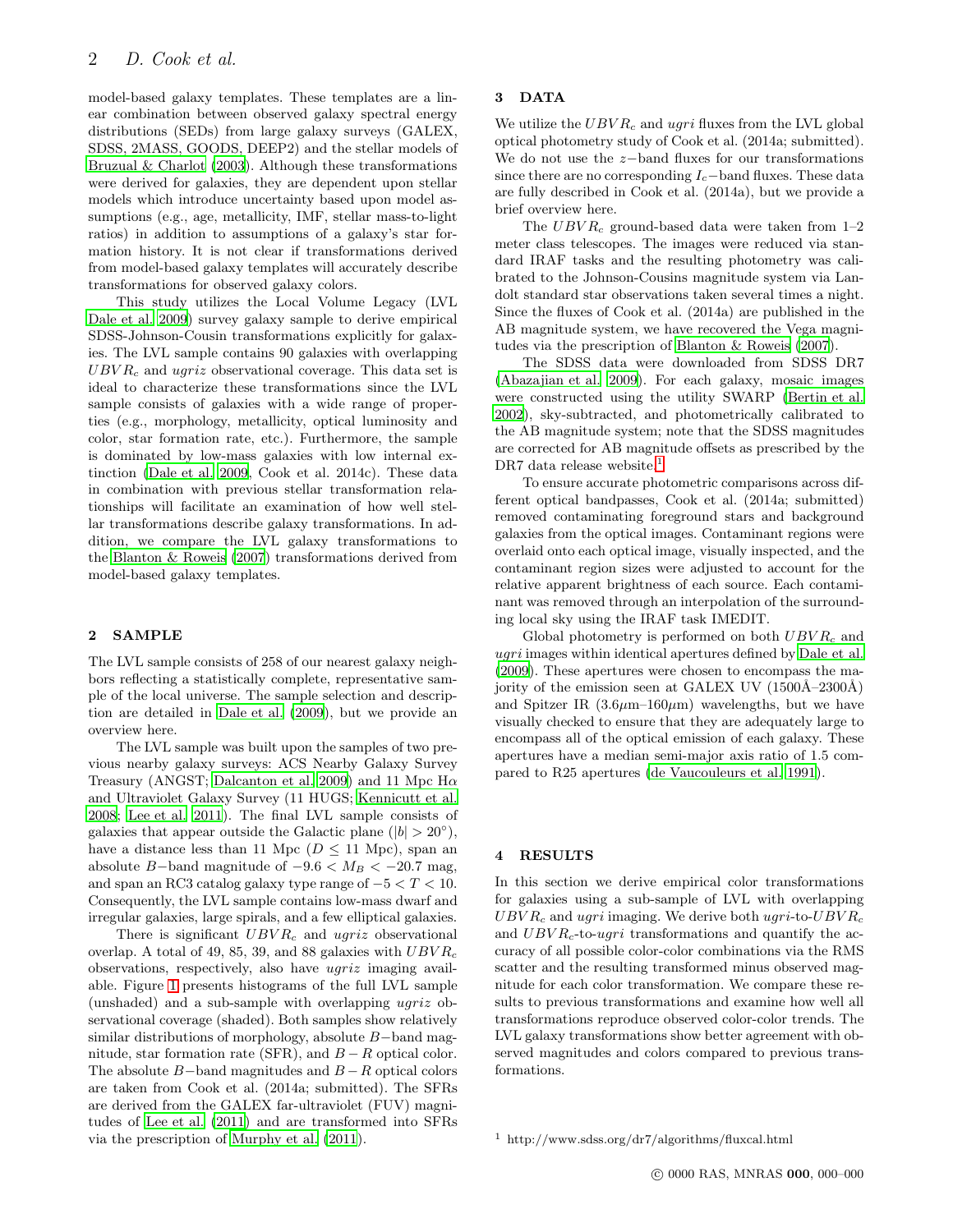model-based galaxy templates. These templates are a linear combination between observed galaxy spectral energy distributions (SEDs) from large galaxy surveys (GALEX, SDSS, 2MASS, GOODS, DEEP2) and the stellar models of Bruzual & Charlot (2003). Although these transformations were derived for galaxies, they are dependent upon stellar models which introduce uncertainty based upon model assumptions (e.g., age, metallicity, IMF, stellar mass-to-light ratios) in addition to assumptions of a galaxy's star formation history. It is not clear if transformations derived from model-based galaxy templates will accurately describe transformations for observed galaxy colors.

This study utilizes the Local Volume Legacy (LVL Dale et al. 2009) survey galaxy sample to derive empirical SDSS-Johnson-Cousin transformations explicitly for galaxies. The LVL sample contains 90 galaxies with overlapping $UBVR_c$ and $ugriz$ observational coverage. This data set is ideal to characterize these transformations since the LVL sample consists of galaxies with a wide range of properties (e.g., morphology, metallicity, optical luminosity and color, star formation rate, etc.). Furthermore, the sample is dominated by low-mass galaxies with low internal extinction (Dale et al. 2009, Cook et al. 2014c). These data in combination with previous stellar transformation relationships will facilitate an examination of how well stellar transformations describe galaxy transformations. In addition, we compare the LVL galaxy transformations to the Blanton & Roweis (2007) transformations derived from model-based galaxy templates.

## 2 SAMPLE

The LVL sample consists of 258 of our nearest galaxy neighbors reflecting a statistically complete, representative sample of the local universe. The sample selection and description are detailed in Dale et al. (2009), but we provide an overview here.

The LVL sample was built upon the samples of two previous nearby galaxy surveys: ACS Nearby Galaxy Survey Treasury (ANGST; Dalcanton et al. 2009) and 11 Mpc H$\alpha$ and Ultraviolet Galaxy Survey (11 HUGS; Kennicutt et al. 2008; Lee et al. 2011). The final LVL sample consists of galaxies that appear outside the Galactic plane ($|b| > 20^{\circ}$), have a distance less than 11 Mpc ($D \leq 11$ Mpc), span an absolute $B-$band magnitude of $-9.6 < M_B < -20.7$ mag, and span an RC3 catalog galaxy type range of $-5 < T < 10$. Consequently, the LVL sample contains low-mass dwarf and irregular galaxies, large spirals, and a few elliptical galaxies.

There is significant $UBVR_c$ and $ugriz$ observational overlap. A total of 49, 85, 39, and 88 galaxies with $UBVR_c$ observations, respectively, also have $ugriz$ imaging available. Figure 1 presents histograms of the full LVL sample (unshaded) and a sub-sample with overlapping $ugriz$ observational coverage (shaded). Both samples show relatively similar distributions of morphology, absolute $B-$band magnitude, star formation rate (SFR), and $B-R$ optical color. The absolute $B-$band magnitudes and $B-R$ optical colors are taken from Cook et al. (2014a; submitted). The SFRs are derived from the GALEX far-ultraviolet (FUV) magnitudes of Lee et al. (2011) and are transformed into SFRs via the prescription of Murphy et al. (2011).

## 3 DATA

We utilize the $UBVR_c$ and $ugri$ fluxes from the LVL global optical photometry study of Cook et al. (2014a; submitted). We do not use the $z-$band fluxes for our transformations since there are no corresponding $I_c-$band fluxes. These data are fully described in Cook et al. (2014a), but we provide a brief overview here.

The $UBVR_c$ ground-based data were taken from 1–2 meter class telescopes. The images were reduced via standard IRAF tasks and the resulting photometry was calibrated to the Johnson-Cousins magnitude system via Landolt standard star observations taken several times a night. Since the fluxes of Cook et al. (2014a) are published in the AB magnitude system, we have recovered the Vega magnitudes via the prescription of Blanton & Roweis (2007).

The SDSS data were downloaded from SDSS DR7 (Abazajian et al. 2009). For each galaxy, mosaic images were constructed using the utility SWARP (Bertin et al. 2002), sky-subtracted, and photometrically calibrated to the AB magnitude system; note that the SDSS magnitudes are corrected for AB magnitude offsets as prescribed by the DR7 data release website.[1]

To ensure accurate photometric comparisons across different optical bandpasses, Cook et al. (2014a; submitted) removed contaminating foreground stars and background galaxies from the optical images. Contaminant regions were overlaid onto each optical image, visually inspected, and the contaminant region sizes were adjusted to account for the relative apparent brightness of each source. Each contaminant was removed through an interpolation of the surrounding local sky using the IRAF task IMEDIT.

Global photometry is performed on both $UBVR_c$ and $ugri$ images within identical apertures defined by Dale et al. (2009). These apertures were chosen to encompass the majority of the emission seen at GALEX UV (1500Å–2300Å) and Spitzer IR (3.6$\mu$m–160$\mu$m) wavelengths, but we have visually checked to ensure that they are adequately large to encompass all of the optical emission of each galaxy. These apertures have a median semi-major axis ratio of 1.5 compared to R25 apertures (de Vaucouleurs et al. 1991).

## 4 RESULTS

In this section we derive empirical color transformations for galaxies using a sub-sample of LVL with overlapping $UBVR_c$ and $ugri$ imaging. We derive both $ugri$-to-$UBVR_c$ and $UBVR_c$-to-$ugri$ transformations and quantify the accuracy of all possible color-color combinations via the RMS scatter and the resulting transformed minus observed magnitude for each color transformation. We compare these results to previous transformations and examine how well all transformations reproduce observed color-color trends. The LVL galaxy transformations show better agreement with observed magnitudes and colors compared to previous transformations.

[1] http://www.sdss.org/dr7/algorithms/fluxcal.html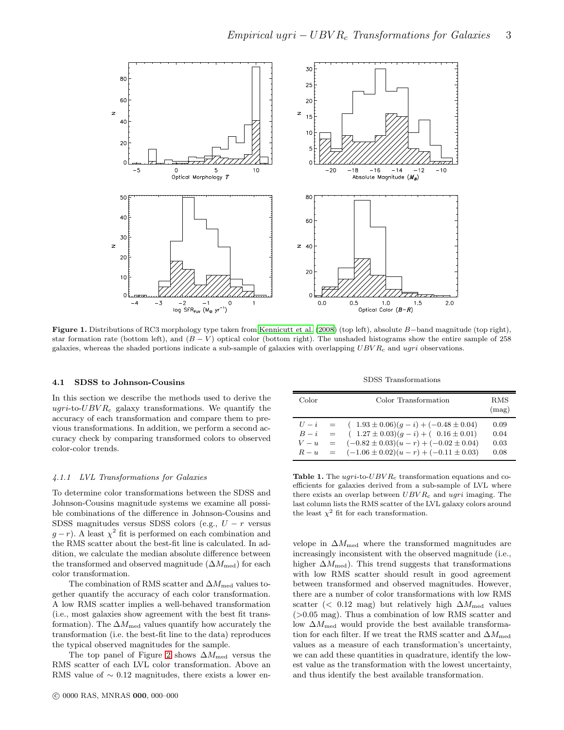**Figure 1.** Distributions of RC3 morphology type taken from Kennicutt et al. (2008) (top left), absolute $B-$band magnitude (top right), star formation rate (bottom left), and $(B-V)$ optical color (bottom right). The unshaded histograms show the entire sample of 258 galaxies, whereas the shaded portions indicate a sub-sample of galaxies with overlapping $UBVR_c$ and $ugri$ observations.

### 4.1 SDSS to Johnson-Cousins

In this section we describe the methods used to derive the $ugri$-to-$UBVR_c$ galaxy transformations. We quantify the accuracy of each transformation and compare them to previous transformations. In addition, we perform a second accuracy check by comparing transformed colors to observed color-color trends.

#### *4.1.1 LVL Transformations for Galaxies*

To determine color transformations between the SDSS and Johnson-Cousins magnitude systems we examine all possible combinations of the difference in Johnson-Cousins and SDSS magnitudes versus SDSS colors (e.g., $U-r$ versus $g-r$). A least $\chi^2$ fit is performed on each combination and the RMS scatter about the best-fit line is calculated. In addition, we calculate the median absolute difference between the transformed and observed magnitude ($\Delta M_{\rm med}$) for each color transformation.

The combination of RMS scatter and $\Delta M_{\rm med}$ values together quantify the accuracy of each color transformation. A low RMS scatter implies a well-behaved transformation (i.e., most galaxies show agreement with the best fit transformation). The $\Delta M_{\rm med}$ values quantify how accurately the transformation (i.e. the best-fit line to the data) reproduces the typical observed magnitudes for the sample.

The top panel of Figure 2 shows $\Delta M_{\rm med}$ versus the RMS scatter of each LVL color transformation. Above an RMS value of $\sim 0.12$ magnitudes, there exists a lower envelope in $\Delta M_{\rm med}$ where the transformed magnitudes are increasingly inconsistent with the observed magnitude (i.e., higher $\Delta M_{\rm med}$). This trend suggests that transformations with low RMS scatter should result in good agreement between transformed and observed magnitudes. However, there are a number of color transformations with low RMS scatter ($<$ 0.12 mag) but relatively high $\Delta M_{\rm med}$ values ($>$0.05 mag). Thus a combination of low RMS scatter and low $\Delta M_{\rm med}$ would provide the best available transformation for each filter. If we treat the RMS scatter and $\Delta M_{\rm med}$ values as a measure of each transformation's uncertainty, we can add these quantities in quadrature, identify the lowest value as the transformation with the lowest uncertainty, and thus identify the best available transformation.

SDSS Transformations

| Color | | Color Transformation | RMS (mag) |
|---|---|---|---|
| $U-i$ | = | $(\ 1.93 \pm 0.06)(g-i) + (-0.48 \pm 0.04)$ | 0.09 |
| $B-i$ | = | $(\ 1.27 \pm 0.03)(g-i) + (\ 0.16 \pm 0.01)$ | 0.04 |
| $V-u$ | = | $(-0.82 \pm 0.03)(u-r) + (-0.02 \pm 0.04)$ | 0.03 |
| $R-u$ | = | $(-1.06 \pm 0.02)(u-r) + (-0.11 \pm 0.03)$ | 0.08 |

**Table 1.** The $ugri$-to-$UBVR_c$ transformation equations and coefficients for galaxies derived from a sub-sample of LVL where there exists an overlap between $UBVR_c$ and $ugri$ imaging. The last column lists the RMS scatter of the LVL galaxy colors around the least $\chi^2$ fit for each transformation.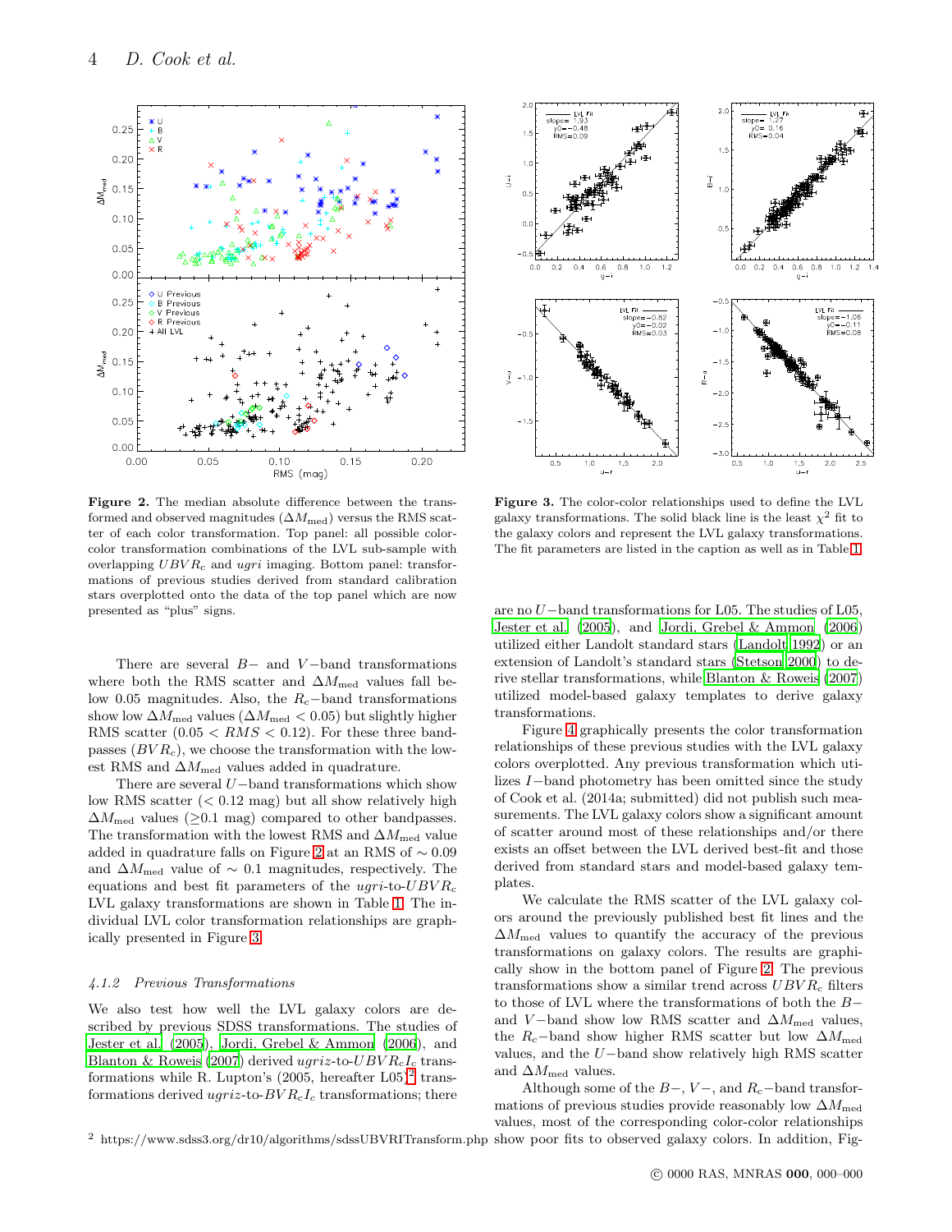**Figure 2.** The median absolute difference between the transformed and observed magnitudes ($\Delta M_{\rm med}$) versus the RMS scatter of each color transformation. Top panel: all possible color-color transformation combinations of the LVL sub-sample with overlapping $UBVR_c$ and $ugri$ imaging. Bottom panel: transformations of previous studies derived from standard calibration stars overplotted onto the data of the top panel which are now presented as "plus" signs.

**Figure 3.** The color-color relationships used to define the LVL galaxy transformations. The solid black line is the least $\chi^2$ fit to the galaxy colors and represent the LVL galaxy transformations. The fit parameters are listed in the caption as well as in Table 1.

There are several $B-$ and $V-$band transformations where both the RMS scatter and $\Delta M_{\rm med}$ values fall below 0.05 magnitudes. Also, the $R_c-$band transformations show low $\Delta M_{\rm med}$ values ($\Delta M_{\rm med} < 0.05$) but slightly higher RMS scatter ($0.05 < RMS < 0.12$). For these three bandpasses ($BVR_c$), we choose the transformation with the lowest RMS and $\Delta M_{\rm med}$ values added in quadrature.

There are several $U-$band transformations which show low RMS scatter ($< 0.12$ mag) but all show relatively high $\Delta M_{\rm med}$ values ($\geq$0.1 mag) compared to other bandpasses. The transformation with the lowest RMS and $\Delta M_{\rm med}$ value added in quadrature falls on Figure 2 at an RMS of $\sim 0.09$ and $\Delta M_{\rm med}$ value of $\sim 0.1$ magnitudes, respectively. The equations and best fit parameters of the $ugri$-to-$UBVR_c$ LVL galaxy transformations are shown in Table 1. The individual LVL color transformation relationships are graphically presented in Figure 3.

#### 4.1.2 Previous Transformations

We also test how well the LVL galaxy colors are described by previous SDSS transformations. The studies of Jester et al. (2005), Jordi, Grebel & Ammon (2006), and Blanton & Roweis (2007) derived $ugriz$-to-$UBVR_cI_c$ transformations while R. Lupton's (2005, hereafter L05)[2] transformations derived $ugriz$-to-$BVR_cI_c$ transformations; there are no $U-$band transformations for L05. The studies of L05, Jester et al. (2005), and Jordi, Grebel & Ammon (2006) utilized either Landolt standard stars (Landolt 1992) or an extension of Landolt's standard stars (Stetson 2000) to derive stellar transformations, while Blanton & Roweis (2007) utilized model-based galaxy templates to derive galaxy transformations.

Figure 4 graphically presents the color transformation relationships of these previous studies with the LVL galaxy colors overplotted. Any previous transformation which utilizes $I-$band photometry has been omitted since the study of Cook et al. (2014a; submitted) did not publish such measurements. The LVL galaxy colors show a significant amount of scatter around most of these relationships and/or there exists an offset between the LVL derived best-fit and those derived from standard stars and model-based galaxy templates.

We calculate the RMS scatter of the LVL galaxy colors around the previously published best fit lines and the $\Delta M_{\rm med}$ values to quantify the accuracy of the previous transformations on galaxy colors. The results are graphically show in the bottom panel of Figure 2. The previous transformations show a similar trend across $UBVR_c$ filters to those of LVL where the transformations of both the $B-$ and $V-$band show low RMS scatter and $\Delta M_{\rm med}$ values, the $R_c-$band show higher RMS scatter but low $\Delta M_{\rm med}$ values, and the $U-$band show relatively high RMS scatter and $\Delta M_{\rm med}$ values.

Although some of the $B-$, $V-$, and $R_c-$band transformations of previous studies provide reasonably low $\Delta M_{\rm med}$ values, most of the corresponding color-color relationships show poor fits to observed galaxy colors. In addition, Fig-

[2] https://www.sdss3.org/dr10/algorithms/sdssUBVRITransform.php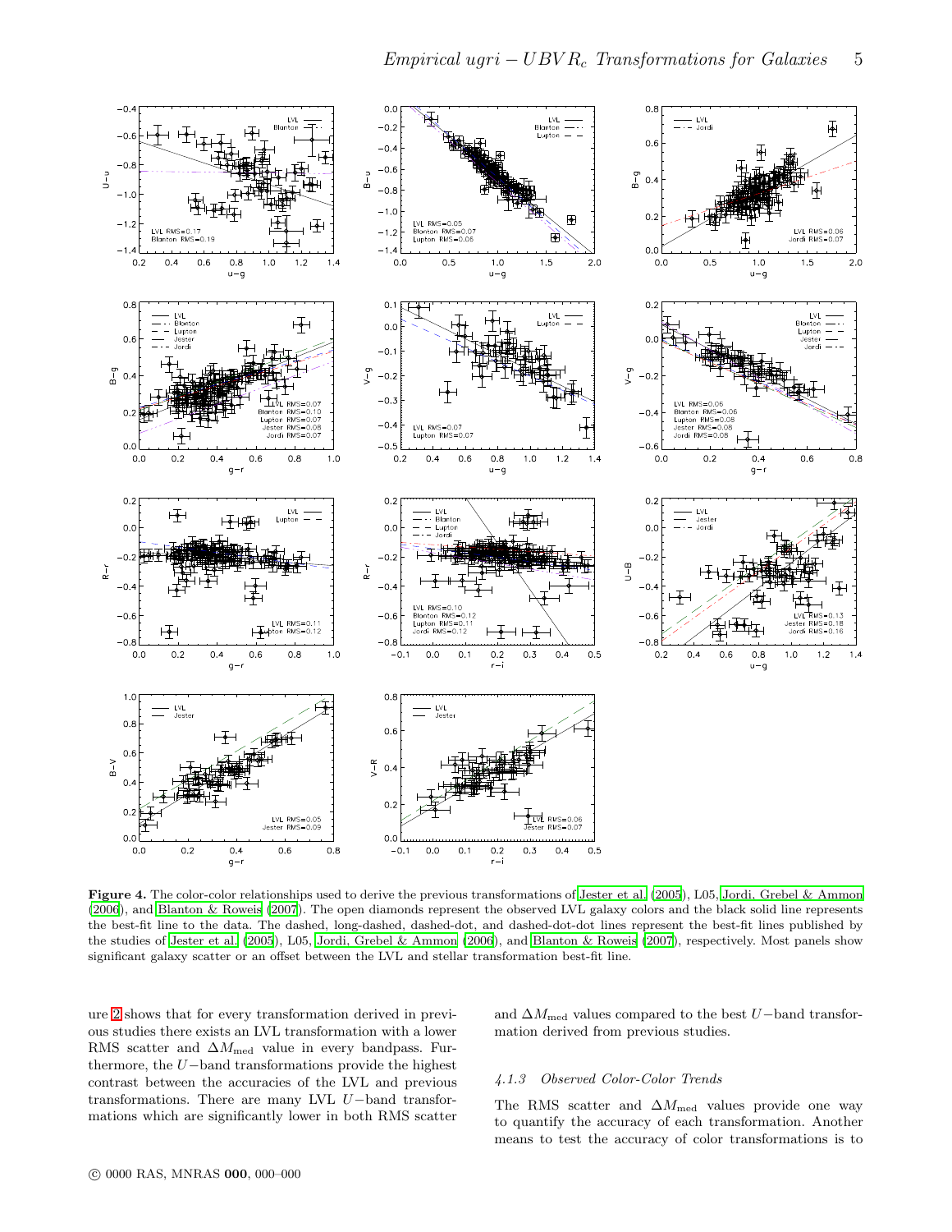**Figure 4.** The color-color relationships used to derive the previous transformations of Jester et al. (2005), L05, Jordi, Grebel & Ammon (2006), and Blanton & Roweis (2007). The open diamonds represent the observed LVL galaxy colors and the black solid line represents the best-fit line to the data. The dashed, long-dashed, dashed-dot, and dashed-dot-dot lines represent the best-fit lines published by the studies of Jester et al. (2005), L05, Jordi, Grebel & Ammon (2006), and Blanton & Roweis (2007), respectively. Most panels show significant galaxy scatter or an offset between the LVL and stellar transformation best-fit line.

ure 2 shows that for every transformation derived in previous studies there exists an LVL transformation with a lower RMS scatter and $\Delta M_{\rm med}$ value in every bandpass. Furthermore, the $U-$band transformations provide the highest contrast between the accuracies of the LVL and previous transformations. There are many LVL $U-$band transformations which are significantly lower in both RMS scatter and $\Delta M_{\rm med}$ values compared to the best $U-$band transformation derived from previous studies.

#### 4.1.3 Observed Color-Color Trends

The RMS scatter and $\Delta M_{\rm med}$ values provide one way to quantify the accuracy of each transformation. Another means to test the accuracy of color transformations is to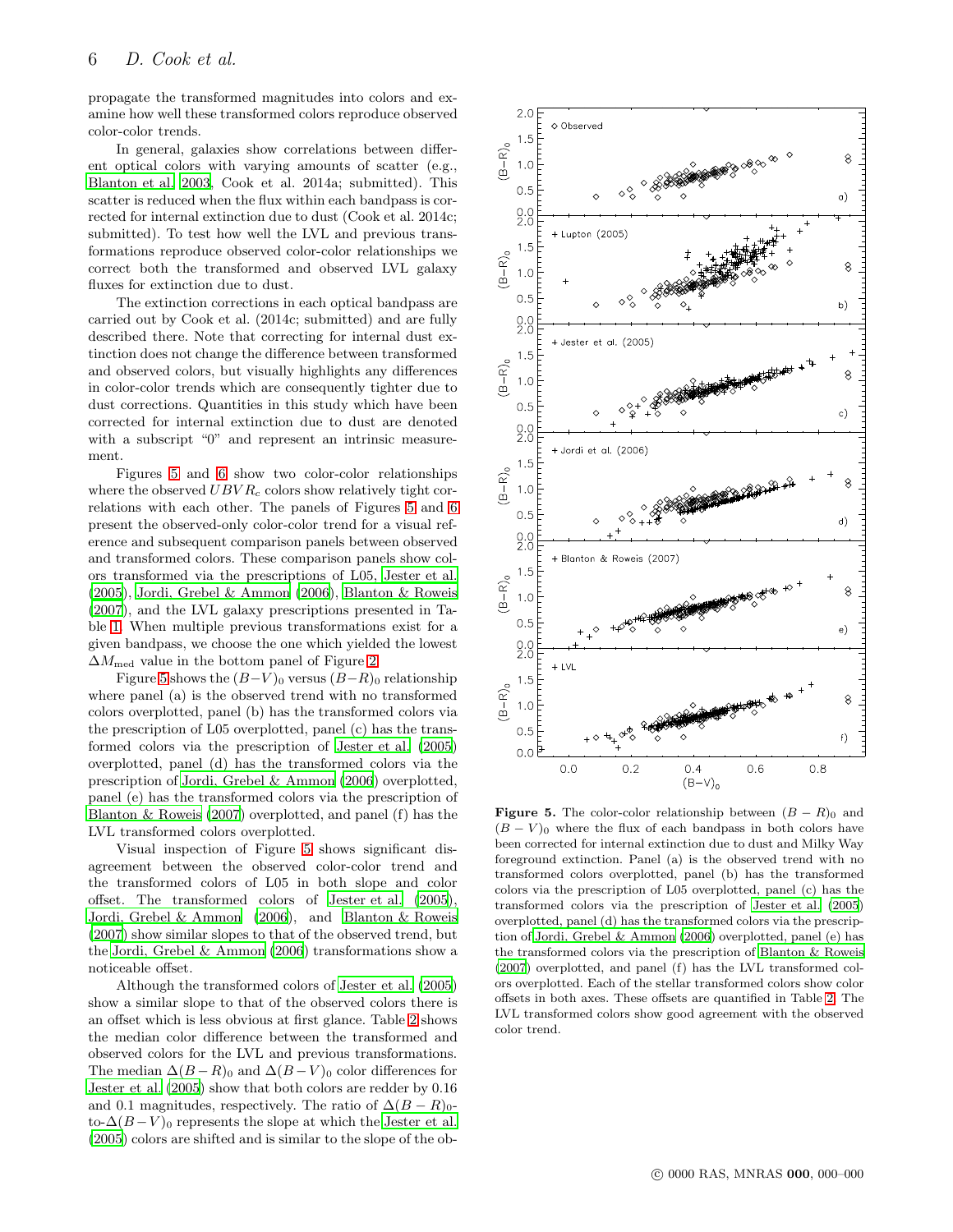propagate the transformed magnitudes into colors and examine how well these transformed colors reproduce observed color-color trends.

In general, galaxies show correlations between different optical colors with varying amounts of scatter (e.g., Blanton et al. 2003, Cook et al. 2014a; submitted). This scatter is reduced when the flux within each bandpass is corrected for internal extinction due to dust (Cook et al. 2014c; submitted). To test how well the LVL and previous transformations reproduce observed color-color relationships we correct both the transformed and observed LVL galaxy fluxes for extinction due to dust.

The extinction corrections in each optical bandpass are carried out by Cook et al. (2014c; submitted) and are fully described there. Note that correcting for internal dust extinction does not change the difference between transformed and observed colors, but visually highlights any differences in color-color trends which are consequently tighter due to dust corrections. Quantities in this study which have been corrected for internal extinction due to dust are denoted with a subscript "0" and represent an intrinsic measurement.

Figures 5 and 6 show two color-color relationships where the observed $UBVR_c$ colors show relatively tight correlations with each other. The panels of Figures 5 and 6 present the observed-only color-color trend for a visual reference and subsequent comparison panels between observed and transformed colors. These comparison panels show colors transformed via the prescriptions of L05, Jester et al. (2005), Jordi, Grebel & Ammon (2006), Blanton & Roweis (2007), and the LVL galaxy prescriptions presented in Table 1. When multiple previous transformations exist for a given bandpass, we choose the one which yielded the lowest $\Delta M_{\rm med}$ value in the bottom panel of Figure 2.

Figure 5 shows the $(B-V)_0$ versus $(B-R)_0$ relationship where panel (a) is the observed trend with no transformed colors overplotted, panel (b) has the transformed colors via the prescription of L05 overplotted, panel (c) has the transformed colors via the prescription of Jester et al. (2005) overplotted, panel (d) has the transformed colors via the prescription of Jordi, Grebel & Ammon (2006) overplotted, panel (e) has the transformed colors via the prescription of Blanton & Roweis (2007) overplotted, and panel (f) has the LVL transformed colors overplotted.

Visual inspection of Figure 5 shows significant disagreement between the observed color-color trend and the transformed colors of L05 in both slope and color offset. The transformed colors of Jester et al. (2005), Jordi, Grebel & Ammon (2006), and Blanton & Roweis (2007) show similar slopes to that of the observed trend, but the Jordi, Grebel & Ammon (2006) transformations show a noticeable offset.

Although the transformed colors of Jester et al. (2005) show a similar slope to that of the observed colors there is an offset which is less obvious at first glance. Table 2 shows the median color difference between the transformed and observed colors for the LVL and previous transformations. The median $\Delta(B-R)_0$ and $\Delta(B-V)_0$ color differences for Jester et al. (2005) show that both colors are redder by 0.16 and 0.1 magnitudes, respectively. The ratio of $\Delta(B-R)_0$-to-$\Delta(B-V)_0$ represents the slope at which the Jester et al. (2005) colors are shifted and is similar to the slope of the ob-

**Figure 5.** The color-color relationship between $(B-R)_0$ and $(B-V)_0$ where the flux of each bandpass in both colors have been corrected for internal extinction due to dust and Milky Way foreground extinction. Panel (a) is the observed trend with no transformed colors overplotted, panel (b) has the transformed colors via the prescription of L05 overplotted, panel (c) has the transformed colors via the prescription of Jester et al. (2005) overplotted, panel (d) has the transformed colors via the prescription of Jordi, Grebel & Ammon (2006) overplotted, panel (e) has the transformed colors via the prescription of Blanton & Roweis (2007) overplotted, and panel (f) has the LVL transformed colors overplotted. Each of the stellar transformed colors show color offsets in both axes. These offsets are quantified in Table 2. The LVL transformed colors show good agreement with the observed color trend.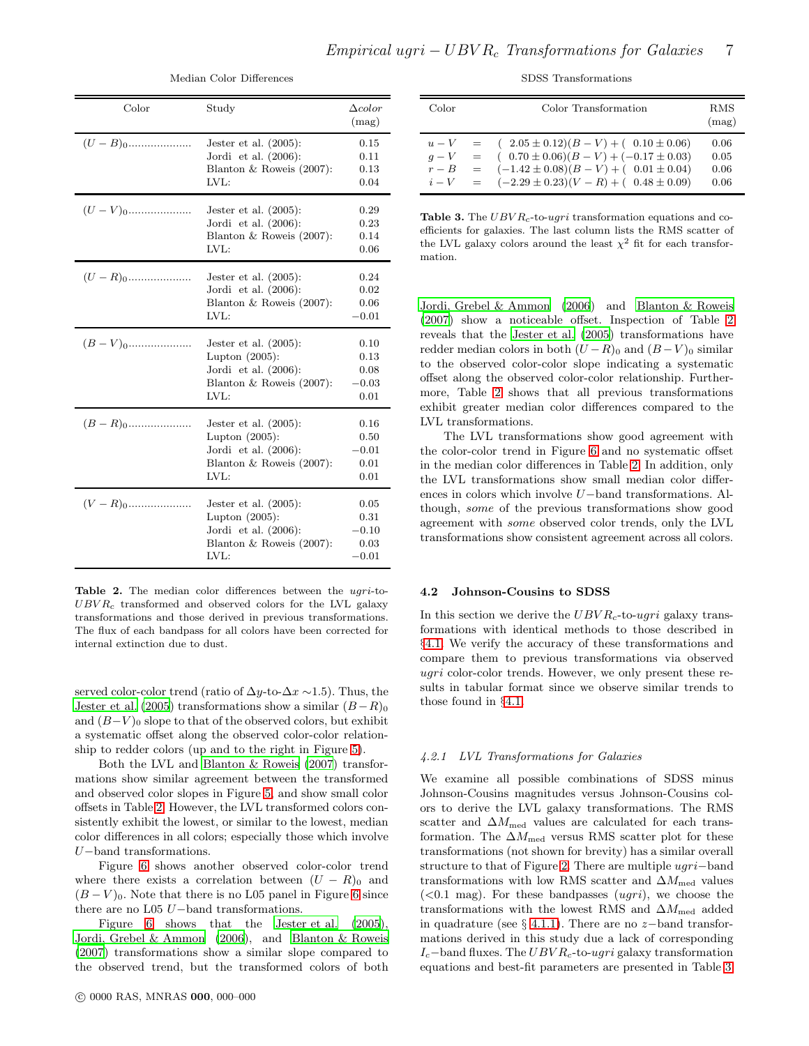Median Color Differences

| Color | Study | $\Delta color$ (mag) |
|---|---|---|
| $(U-B)_0$.................... | Jester et al. (2005): | 0.15 |
| | Jordi et al. (2006): | 0.11 |
| | Blanton & Roweis (2007): | 0.13 |
| | LVL: | 0.04 |
| $(U-V)_0$.................... | Jester et al. (2005): | 0.29 |
| | Jordi et al. (2006): | 0.23 |
| | Blanton & Roweis (2007): | 0.14 |
| | LVL: | 0.06 |
| $(U-R)_0$.................... | Jester et al. (2005): | 0.24 |
| | Jordi et al. (2006): | 0.02 |
| | Blanton & Roweis (2007): | 0.06 |
| | LVL: | −0.01 |
| $(B-V)_0$.................... | Jester et al. (2005): | 0.10 |
| | Lupton (2005): | 0.13 |
| | Jordi et al. (2006): | 0.08 |
| | Blanton & Roweis (2007): | −0.03 |
| | LVL: | 0.01 |
| $(B-R)_0$.................... | Jester et al. (2005): | 0.16 |
| | Lupton (2005): | 0.50 |
| | Jordi et al. (2006): | −0.01 |
| | Blanton & Roweis (2007): | 0.01 |
| | LVL: | 0.01 |
| $(V-R)_0$.................... | Jester et al. (2005): | 0.05 |
| | Lupton (2005): | 0.31 |
| | Jordi et al. (2006): | −0.10 |
| | Blanton & Roweis (2007): | 0.03 |
| | LVL: | −0.01 |

**Table 2.** The median color differences between the *ugri*-to-$UBVR_c$ transformed and observed colors for the LVL galaxy transformations and those derived in previous transformations. The flux of each bandpass for all colors have been corrected for internal extinction due to dust.

served color-color trend (ratio of $\Delta y$-to-$\Delta x$ ∼1.5). Thus, the Jester et al. (2005) transformations show a similar $(B-R)_0$ and $(B-V)_0$ slope to that of the observed colors, but exhibit a systematic offset along the observed color-color relationship to redder colors (up and to the right in Figure 5).

Both the LVL and Blanton & Roweis (2007) transformations show similar agreement between the transformed and observed color slopes in Figure 5, and show small color offsets in Table 2. However, the LVL transformed colors consistently exhibit the lowest, or similar to the lowest, median color differences in all colors; especially those which involve $U-$band transformations.

Figure 6 shows another observed color-color trend where there exists a correlation between $(U-R)_0$ and $(B-V)_0$. Note that there is no L05 panel in Figure 6 since there are no L05 $U-$band transformations.

Figure 6 shows that the Jester et al. (2005), Jordi, Grebel & Ammon (2006), and Blanton & Roweis (2007) transformations show a similar slope compared to the observed trend, but the transformed colors of both Jordi, Grebel & Ammon (2006) and Blanton & Roweis (2007) show a noticeable offset. Inspection of Table 2 reveals that the Jester et al. (2005) transformations have redder median colors in both $(U-R)_0$ and $(B-V)_0$ similar to the observed color-color slope indicating a systematic offset along the observed color-color relationship. Furthermore, Table 2 shows that all previous transformations exhibit greater median color differences compared to the LVL transformations.

The LVL transformations show good agreement with the color-color trend in Figure 6 and no systematic offset in the median color differences in Table 2. In addition, only the LVL transformations show small median color differences in colors which involve $U-$band transformations. Although, *some* of the previous transformations show good agreement with *some* observed color trends, only the LVL transformations show consistent agreement across all colors.

SDSS Transformations

| Color | | Color Transformation | RMS (mag) |
|---|---|---|---|
| $u-V$ | = | $(\ \ 2.05 \pm 0.12)(B-V) + (\ \ 0.10 \pm 0.06)$ | 0.06 |
| $g-V$ | = | $(\ \ 0.70 \pm 0.06)(B-V) + (-0.17 \pm 0.03)$ | 0.05 |
| $r-B$ | = | $(-1.42 \pm 0.08)(B-V) + (\ \ 0.01 \pm 0.04)$ | 0.06 |
| $i-V$ | = | $(-2.29 \pm 0.23)(V-R) + (\ \ 0.48 \pm 0.09)$ | 0.06 |

**Table 3.** The $UBVR_c$-to-*ugri* transformation equations and coefficients for galaxies. The last column lists the RMS scatter of the LVL galaxy colors around the least $\chi^2$ fit for each transformation.

### 4.2 Johnson-Cousins to SDSS

In this section we derive the $UBVR_c$-to-*ugri* galaxy transformations with identical methods to those described in §4.1. We verify the accuracy of these transformations and compare them to previous transformations via observed *ugri* color-color trends. However, we only present these results in tabular format since we observe similar trends to those found in §4.1.

#### *4.2.1 LVL Transformations for Galaxies*

We examine all possible combinations of SDSS minus Johnson-Cousins magnitudes versus Johnson-Cousins colors to derive the LVL galaxy transformations. The RMS scatter and $\Delta M_{\rm med}$ values are calculated for each transformation. The $\Delta M_{\rm med}$ versus RMS scatter plot for these transformations (not shown for brevity) has a similar overall structure to that of Figure 2. There are multiple *ugri*$-$band transformations with low RMS scatter and $\Delta M_{\rm med}$ values (<0.1 mag). For these bandpasses (*ugri*), we choose the transformations with the lowest RMS and $\Delta M_{\rm med}$ added in quadrature (see § 4.1.1). There are no $z-$band transformations derived in this study due a lack of corresponding $I_c-$band fluxes. The $UBVR_c$-to-*ugri* galaxy transformation equations and best-fit parameters are presented in Table 3.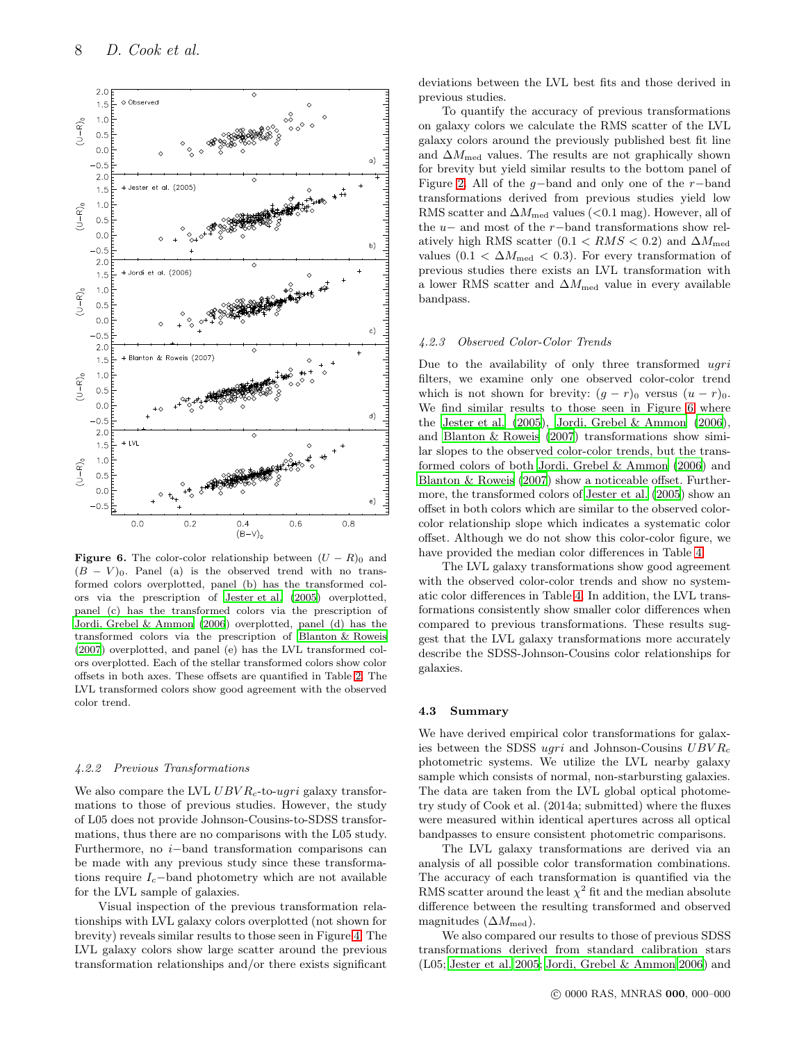Figure 6. The color-color relationship between $(U-R)_0$ and $(B-V)_0$. Panel (a) is the observed trend with no transformed colors overplotted, panel (b) has the transformed colors via the prescription of Jester et al. (2005) overplotted, panel (c) has the transformed colors via the prescription of Jordi, Grebel & Ammon (2006) overplotted, panel (d) has the transformed colors via the prescription of Blanton & Roweis (2007) overplotted, and panel (e) has the LVL transformed colors overplotted. Each of the stellar transformed colors show color offsets in both axes. These offsets are quantified in Table 2. The LVL transformed colors show good agreement with the observed color trend.

#### 4.2.2 Previous Transformations

We also compare the LVL $UBVR_c$-to-$ugri$ galaxy transformations to those of previous studies. However, the study of L05 does not provide Johnson-Cousins-to-SDSS transformations, thus there are no comparisons with the L05 study. Furthermore, no $i-$band transformation comparisons can be made with any previous study since these transformations require $I_c-$band photometry which are not available for the LVL sample of galaxies.

Visual inspection of the previous transformation relationships with LVL galaxy colors overplotted (not shown for brevity) reveals similar results to those seen in Figure 4. The LVL galaxy colors show large scatter around the previous transformation relationships and/or there exists significant deviations between the LVL best fits and those derived in previous studies.

To quantify the accuracy of previous transformations on galaxy colors we calculate the RMS scatter of the LVL galaxy colors around the previously published best fit line and $\Delta M_{\rm med}$ values. The results are not graphically shown for brevity but yield similar results to the bottom panel of Figure 2. All of the $g-$band and only one of the $r-$band transformations derived from previous studies yield low RMS scatter and $\Delta M_{\rm med}$ values (<0.1 mag). However, all of the $u-$ and most of the $r-$band transformations show relatively high RMS scatter ($0.1 < RMS < 0.2$) and $\Delta M_{\rm med}$ values ($0.1 < \Delta M_{\rm med} < 0.3$). For every transformation of previous studies there exists an LVL transformation with a lower RMS scatter and $\Delta M_{\rm med}$ value in every available bandpass.

#### 4.2.3 Observed Color-Color Trends

Due to the availability of only three transformed $ugri$ filters, we examine only one observed color-color trend which is not shown for brevity: $(g-r)_0$ versus $(u-r)_0$. We find similar results to those seen in Figure 6 where the Jester et al. (2005), Jordi, Grebel & Ammon (2006), and Blanton & Roweis (2007) transformations show similar slopes to the observed color-color trends, but the transformed colors of both Jordi, Grebel & Ammon (2006) and Blanton & Roweis (2007) show a noticeable offset. Furthermore, the transformed colors of Jester et al. (2005) show an offset in both colors which are similar to the observed color-color relationship slope which indicates a systematic color offset. Although we do not show this color-color figure, we have provided the median color differences in Table 4.

The LVL galaxy transformations show good agreement with the observed color-color trends and show no systematic color differences in Table 4. In addition, the LVL transformations consistently show smaller color differences when compared to previous transformations. These results suggest that the LVL galaxy transformations more accurately describe the SDSS-Johnson-Cousins color relationships for galaxies.

### 4.3 Summary

We have derived empirical color transformations for galaxies between the SDSS $ugri$ and Johnson-Cousins $UBVR_c$ photometric systems. We utilize the LVL nearby galaxy sample which consists of normal, non-starbursting galaxies. The data are taken from the LVL global optical photometry study of Cook et al. (2014a; submitted) where the fluxes were measured within identical apertures across all optical bandpasses to ensure consistent photometric comparisons.

The LVL galaxy transformations are derived via an analysis of all possible color transformation combinations. The accuracy of each transformation is quantified via the RMS scatter around the least $\chi^2$ fit and the median absolute difference between the resulting transformed and observed magnitudes ($\Delta M_{\rm med}$).

We also compared our results to those of previous SDSS transformations derived from standard calibration stars (L05; Jester et al. 2005; Jordi, Grebel & Ammon 2006) and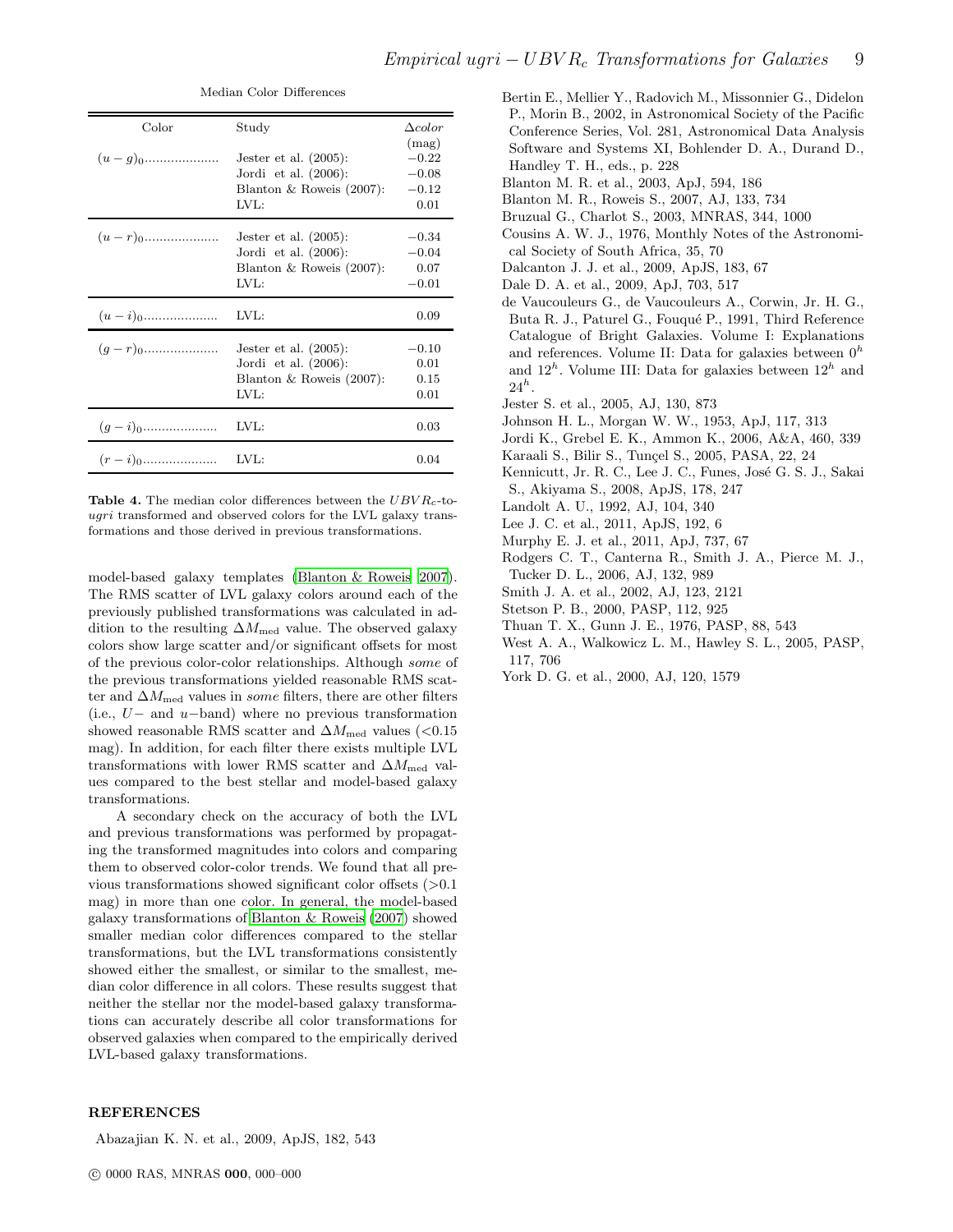Median Color Differences

| Color | Study | $\Delta color$ (mag) |
|---|---|---|
| $(u-g)_0$.................... | Jester et al. (2005): | $-0.22$ |
| | Jordi et al. (2006): | $-0.08$ |
| | Blanton & Roweis (2007): | $-0.12$ |
| | LVL: | 0.01 |
| $(u-r)_0$.................... | Jester et al. (2005): | $-0.34$ |
| | Jordi et al. (2006): | $-0.04$ |
| | Blanton & Roweis (2007): | 0.07 |
| | LVL: | $-0.01$ |
| $(u-i)_0$.................... | LVL: | 0.09 |
| $(g-r)_0$.................... | Jester et al. (2005): | $-0.10$ |
| | Jordi et al. (2006): | 0.01 |
| | Blanton & Roweis (2007): | 0.15 |
| | LVL: | 0.01 |
| $(g-i)_0$.................... | LVL: | 0.03 |
| $(r-i)_0$.................... | LVL: | 0.04 |

**Table 4.** The median color differences between the $UBVR_c$-to-*ugri* transformed and observed colors for the LVL galaxy transformations and those derived in previous transformations.

model-based galaxy templates (Blanton & Roweis 2007). The RMS scatter of LVL galaxy colors around each of the previously published transformations was calculated in addition to the resulting $\Delta M_{\rm med}$ value. The observed galaxy colors show large scatter and/or significant offsets for most of the previous color-color relationships. Although *some* of the previous transformations yielded reasonable RMS scatter and $\Delta M_{\rm med}$ values in *some* filters, there are other filters (i.e., $U-$ and $u-$band) where no previous transformation showed reasonable RMS scatter and $\Delta M_{\rm med}$ values (<0.15 mag). In addition, for each filter there exists multiple LVL transformations with lower RMS scatter and $\Delta M_{\rm med}$ values compared to the best stellar and model-based galaxy transformations.

A secondary check on the accuracy of both the LVL and previous transformations was performed by propagating the transformed magnitudes into colors and comparing them to observed color-color trends. We found that all previous transformations showed significant color offsets (>0.1 mag) in more than one color. In general, the model-based galaxy transformations of Blanton & Roweis (2007) showed smaller median color differences compared to the stellar transformations, but the LVL transformations consistently showed either the smallest, or similar to the smallest, median color difference in all colors. These results suggest that neither the stellar nor the model-based galaxy transformations can accurately describe all color transformations for observed galaxies when compared to the empirically derived LVL-based galaxy transformations.

## REFERENCES

Abazajian K. N. et al., 2009, ApJS, 182, 543

Bertin E., Mellier Y., Radovich M., Missonnier G., Didelon P., Morin B., 2002, in Astronomical Society of the Pacific Conference Series, Vol. 281, Astronomical Data Analysis Software and Systems XI, Bohlender D. A., Durand D., Handley T. H., eds., p. 228

Blanton M. R. et al., 2003, ApJ, 594, 186

Blanton M. R., Roweis S., 2007, AJ, 133, 734

Bruzual G., Charlot S., 2003, MNRAS, 344, 1000

Cousins A. W. J., 1976, Monthly Notes of the Astronomical Society of South Africa, 35, 70

Dalcanton J. J. et al., 2009, ApJS, 183, 67

Dale D. A. et al., 2009, ApJ, 703, 517

de Vaucouleurs G., de Vaucouleurs A., Corwin, Jr. H. G., Buta R. J., Paturel G., Fouqué P., 1991, Third Reference Catalogue of Bright Galaxies. Volume I: Explanations and references. Volume II: Data for galaxies between $0^h$ and $12^h$. Volume III: Data for galaxies between $12^h$ and $24^h$.

Jester S. et al., 2005, AJ, 130, 873

Johnson H. L., Morgan W. W., 1953, ApJ, 117, 313

Jordi K., Grebel E. K., Ammon K., 2006, A&A, 460, 339

Karaali S., Bilir S., Tunçel S., 2005, PASA, 22, 24

Kennicutt, Jr. R. C., Lee J. C., Funes, José G. S. J., Sakai S., Akiyama S., 2008, ApJS, 178, 247

Landolt A. U., 1992, AJ, 104, 340

Lee J. C. et al., 2011, ApJS, 192, 6

Murphy E. J. et al., 2011, ApJ, 737, 67

Rodgers C. T., Canterna R., Smith J. A., Pierce M. J., Tucker D. L., 2006, AJ, 132, 989

Smith J. A. et al., 2002, AJ, 123, 2121

Stetson P. B., 2000, PASP, 112, 925

Thuan T. X., Gunn J. E., 1976, PASP, 88, 543

West A. A., Walkowicz L. M., Hawley S. L., 2005, PASP, 117, 706

York D. G. et al., 2000, AJ, 120, 1579